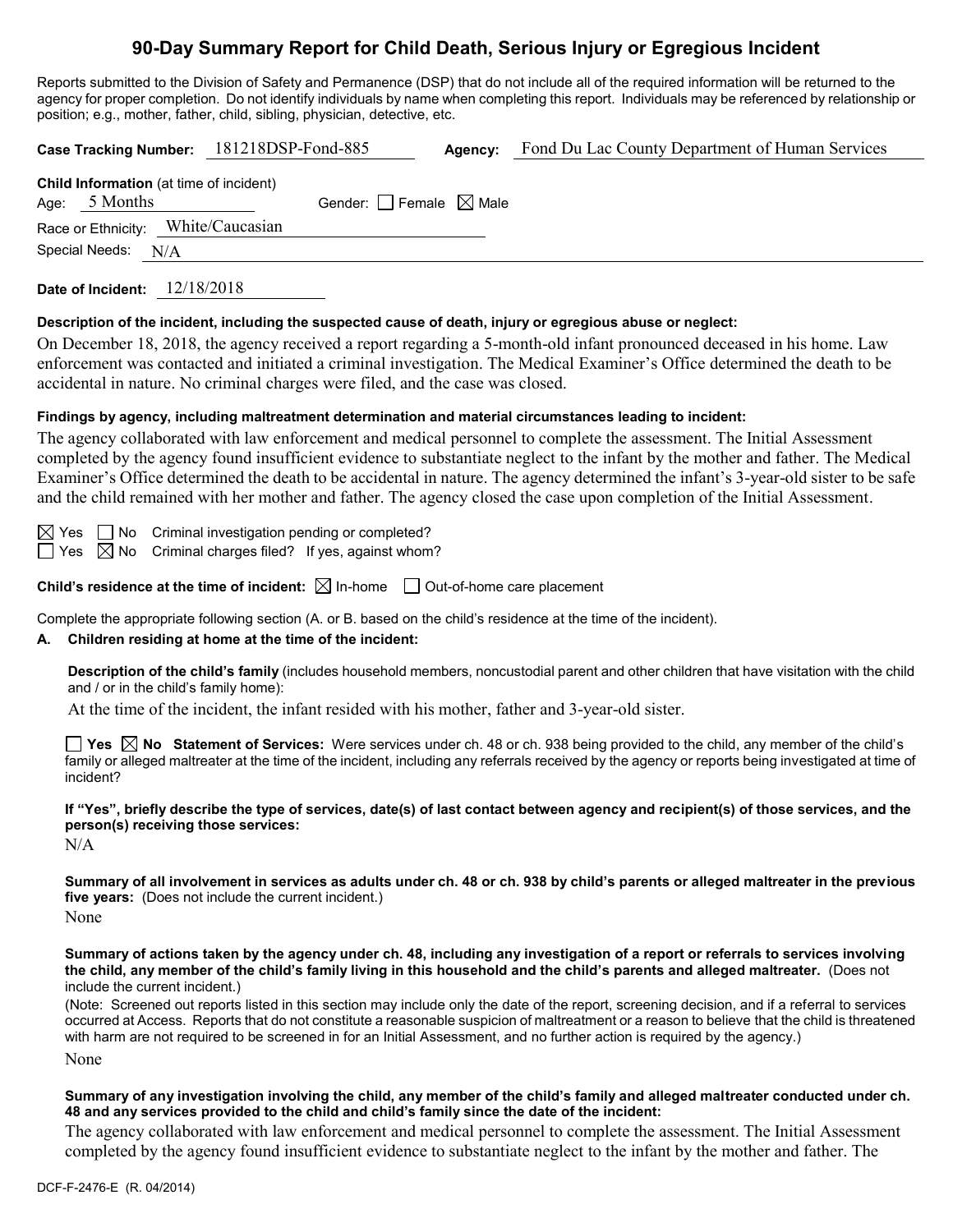# 90-Day Summary Report for Child Death, Serious Injury or Egregious Incident

Reports submitted to the Division of Safety and Permanence (DSP) that do not include all of the required information will be returned to the agency for proper completion. Do not identify individuals by name when completing this report. Individuals may be referenced by relationship or position; e.g., mother, father, child, sibling, physician, detective, etc.

**Case Tracking Number:** 181218DSP-Fond-885 **Agency:** Fond Du Lac County Department of Human Services

**Child Information** (at time of incident)
Age: 5 Months Gender: ☐ Female ☒ Male
Race or Ethnicity: White/Caucasian
Special Needs: N/A

**Date of Incident:** 12/18/2018

**Description of the incident, including the suspected cause of death, injury or egregious abuse or neglect:**

On December 18, 2018, the agency received a report regarding a 5-month-old infant pronounced deceased in his home. Law enforcement was contacted and initiated a criminal investigation. The Medical Examiner's Office determined the death to be accidental in nature. No criminal charges were filed, and the case was closed.

**Findings by agency, including maltreatment determination and material circumstances leading to incident:**

The agency collaborated with law enforcement and medical personnel to complete the assessment. The Initial Assessment completed by the agency found insufficient evidence to substantiate neglect to the infant by the mother and father. The Medical Examiner's Office determined the death to be accidental in nature. The agency determined the infant's 3-year-old sister to be safe and the child remained with her mother and father. The agency closed the case upon completion of the Initial Assessment.

☒ Yes ☐ No Criminal investigation pending or completed?
☐ Yes ☒ No Criminal charges filed? If yes, against whom?

**Child's residence at the time of incident:** ☒ In-home ☐ Out-of-home care placement

Complete the appropriate following section (A. or B. based on the child's residence at the time of the incident).

**A. Children residing at home at the time of the incident:**

**Description of the child's family** (includes household members, noncustodial parent and other children that have visitation with the child and / or in the child's family home):

At the time of the incident, the infant resided with his mother, father and 3-year-old sister.

☐ **Yes** ☒ **No Statement of Services:** Were services under ch. 48 or ch. 938 being provided to the child, any member of the child's family or alleged maltreater at the time of the incident, including any referrals received by the agency or reports being investigated at time of incident?

**If "Yes", briefly describe the type of services, date(s) of last contact between agency and recipient(s) of those services, and the person(s) receiving those services:**

N/A

**Summary of all involvement in services as adults under ch. 48 or ch. 938 by child's parents or alleged maltreater in the previous five years:** (Does not include the current incident.)

None

**Summary of actions taken by the agency under ch. 48, including any investigation of a report or referrals to services involving the child, any member of the child's family living in this household and the child's parents and alleged maltreater.** (Does not include the current incident.)

(Note: Screened out reports listed in this section may include only the date of the report, screening decision, and if a referral to services occurred at Access. Reports that do not constitute a reasonable suspicion of maltreatment or a reason to believe that the child is threatened with harm are not required to be screened in for an Initial Assessment, and no further action is required by the agency.)

None

**Summary of any investigation involving the child, any member of the child's family and alleged maltreater conducted under ch. 48 and any services provided to the child and child's family since the date of the incident:**

The agency collaborated with law enforcement and medical personnel to complete the assessment. The Initial Assessment completed by the agency found insufficient evidence to substantiate neglect to the infant by the mother and father. The

DCF-F-2476-E (R. 04/2014)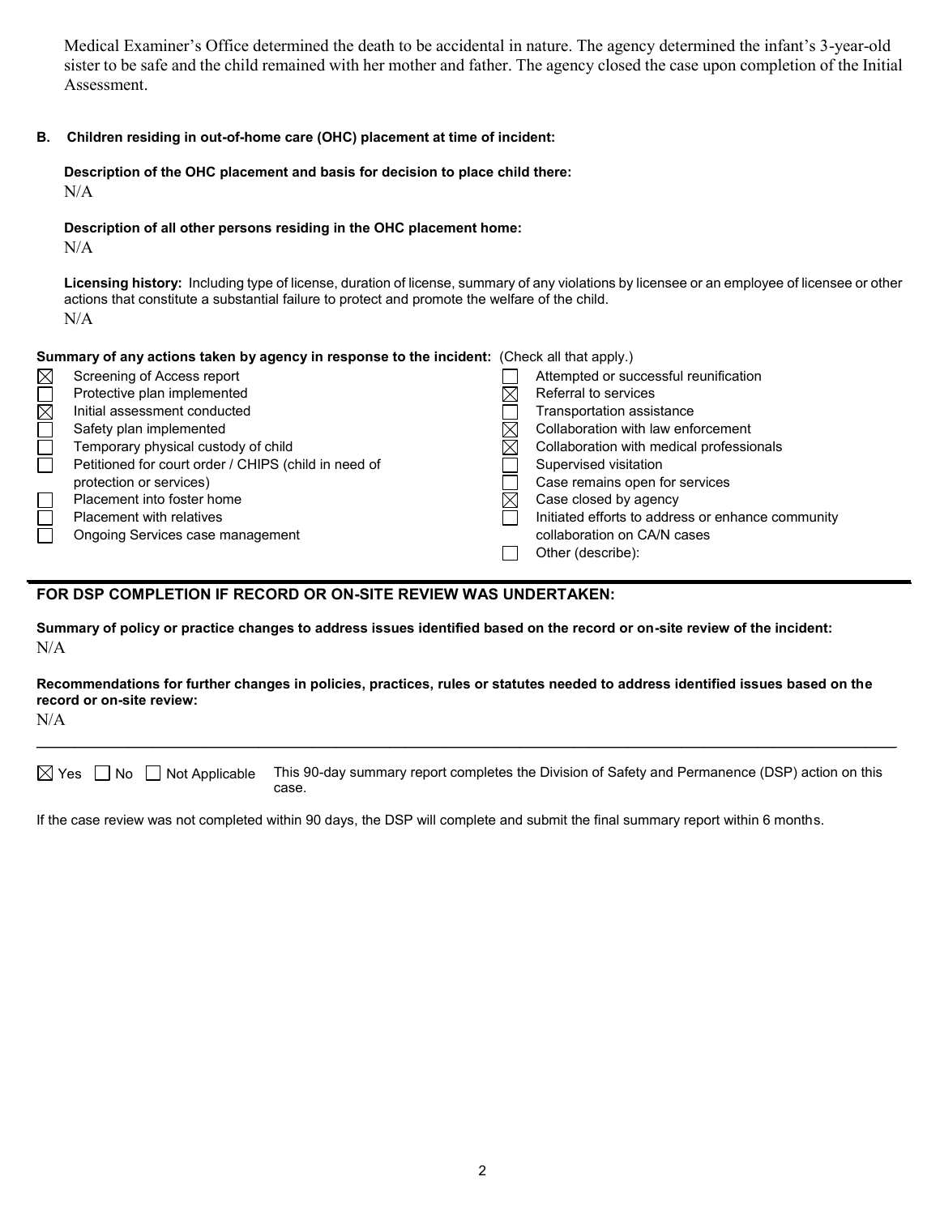Medical Examiner's Office determined the death to be accidental in nature. The agency determined the infant's 3-year-old sister to be safe and the child remained with her mother and father. The agency closed the case upon completion of the Initial Assessment.

**B. Children residing in out-of-home care (OHC) placement at time of incident:**

**Description of the OHC placement and basis for decision to place child there:**
N/A

**Description of all other persons residing in the OHC placement home:**
N/A

**Licensing history:** Including type of license, duration of license, summary of any violations by licensee or an employee of licensee or other actions that constitute a substantial failure to protect and promote the welfare of the child.
N/A

**Summary of any actions taken by agency in response to the incident:** (Check all that apply.)

- ☒ Screening of Access report
- ☐ Protective plan implemented
- ☒ Initial assessment conducted
- ☐ Safety plan implemented
- ☐ Temporary physical custody of child
- ☐ Petitioned for court order / CHIPS (child in need of protection or services)
- ☐ Placement into foster home
- ☐ Placement with relatives
- ☐ Ongoing Services case management
- ☐ Attempted or successful reunification
- ☒ Referral to services
- ☐ Transportation assistance
- ☒ Collaboration with law enforcement
- ☒ Collaboration with medical professionals
- ☐ Supervised visitation
- ☐ Case remains open for services
- ☒ Case closed by agency
- ☐ Initiated efforts to address or enhance community collaboration on CA/N cases
- ☐ Other (describe):

## FOR DSP COMPLETION IF RECORD OR ON-SITE REVIEW WAS UNDERTAKEN:

**Summary of policy or practice changes to address issues identified based on the record or on-site review of the incident:**
N/A

**Recommendations for further changes in policies, practices, rules or statutes needed to address identified issues based on the record or on-site review:**
N/A

---

☒ Yes ☐ No ☐ Not Applicable This 90-day summary report completes the Division of Safety and Permanence (DSP) action on this case.

If the case review was not completed within 90 days, the DSP will complete and submit the final summary report within 6 months.